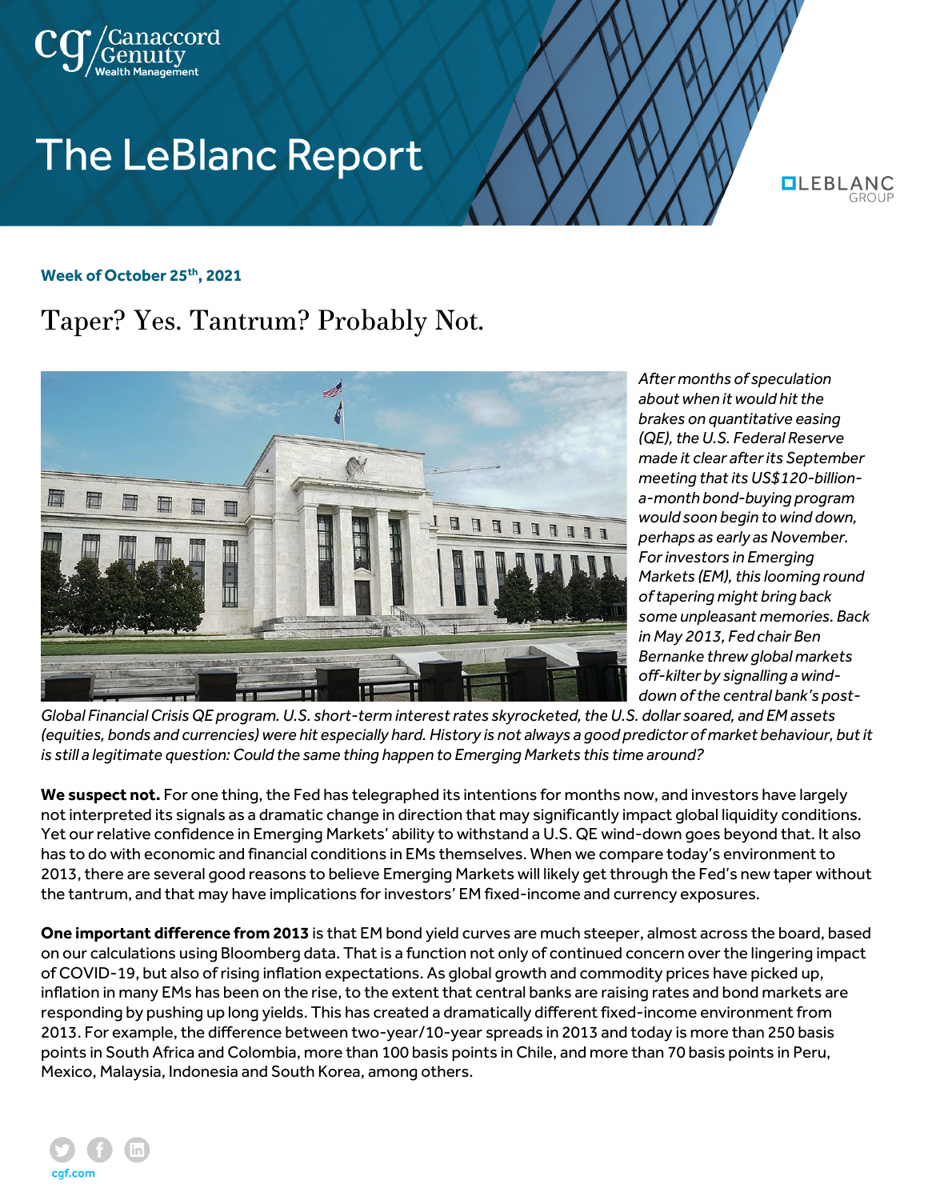# The LeBlanc Report

**Week of October 25th, 2021**

## Taper? Yes. Tantrum? Probably Not.

*After months of speculation about when it would hit the brakes on quantitative easing (QE), the U.S. Federal Reserve made it clear after its September meeting that its US$120-billion-a-month bond-buying program would soon begin to wind down, perhaps as early as November. For investors in Emerging Markets (EM), this looming round of tapering might bring back some unpleasant memories. Back in May 2013, Fed chair Ben Bernanke threw global markets off-kilter by signalling a wind-down of the central bank's post-Global Financial Crisis QE program. U.S. short-term interest rates skyrocketed, the U.S. dollar soared, and EM assets (equities, bonds and currencies) were hit especially hard. History is not always a good predictor of market behaviour, but it is still a legitimate question: Could the same thing happen to Emerging Markets this time around?*

**We suspect not.** For one thing, the Fed has telegraphed its intentions for months now, and investors have largely not interpreted its signals as a dramatic change in direction that may significantly impact global liquidity conditions. Yet our relative confidence in Emerging Markets' ability to withstand a U.S. QE wind-down goes beyond that. It also has to do with economic and financial conditions in EMs themselves. When we compare today's environment to 2013, there are several good reasons to believe Emerging Markets will likely get through the Fed's new taper without the tantrum, and that may have implications for investors' EM fixed-income and currency exposures.

**One important difference from 2013** is that EM bond yield curves are much steeper, almost across the board, based on our calculations using Bloomberg data. That is a function not only of continued concern over the lingering impact of COVID-19, but also of rising inflation expectations. As global growth and commodity prices have picked up, inflation in many EMs has been on the rise, to the extent that central banks are raising rates and bond markets are responding by pushing up long yields. This has created a dramatically different fixed-income environment from 2013. For example, the difference between two-year/10-year spreads in 2013 and today is more than 250 basis points in South Africa and Colombia, more than 100 basis points in Chile, and more than 70 basis points in Peru, Mexico, Malaysia, Indonesia and South Korea, among others.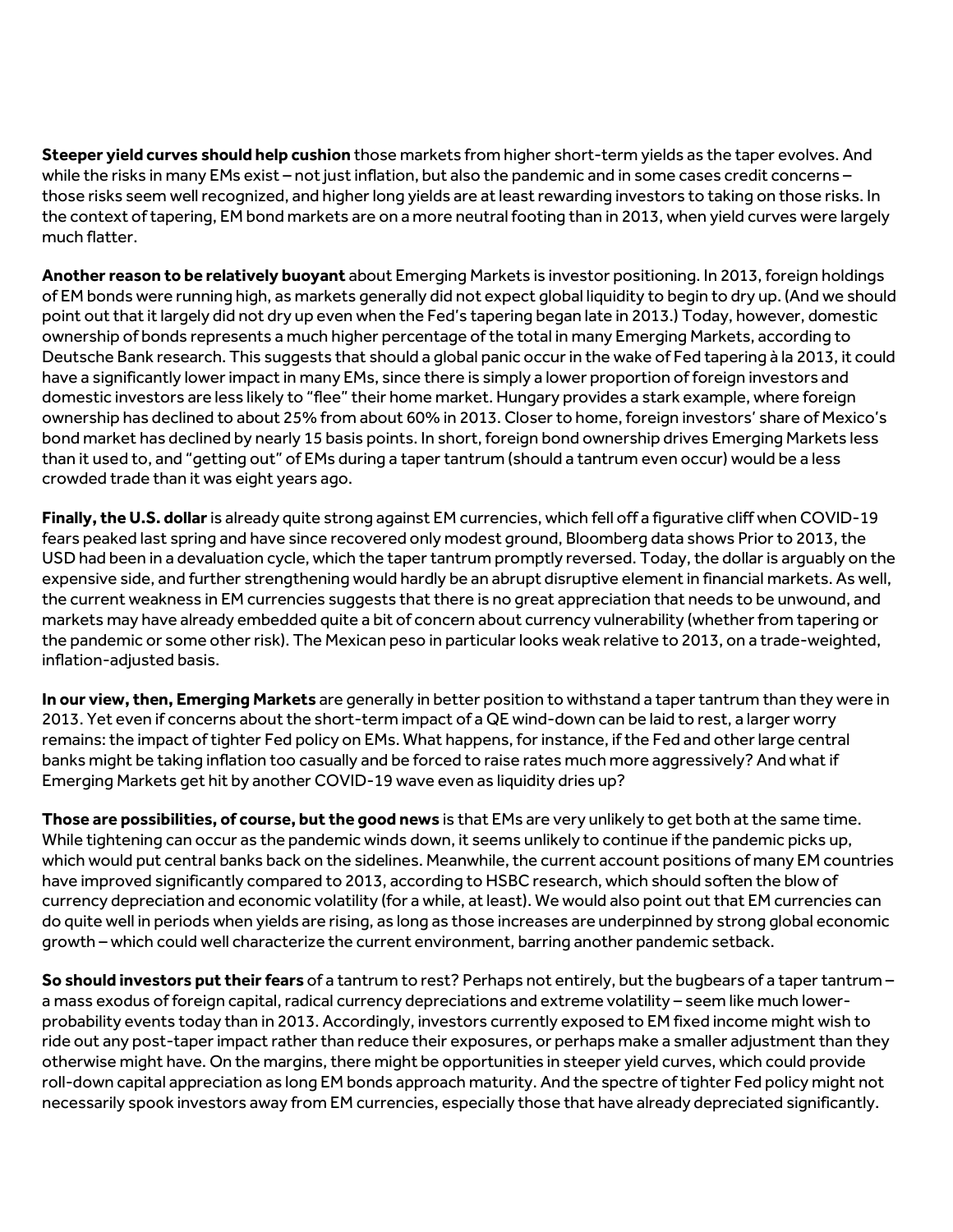**Steeper yield curves should help cushion** those markets from higher short-term yields as the taper evolves. And while the risks in many EMs exist – not just inflation, but also the pandemic and in some cases credit concerns – those risks seem well recognized, and higher long yields are at least rewarding investors to taking on those risks. In the context of tapering, EM bond markets are on a more neutral footing than in 2013, when yield curves were largely much flatter.

**Another reason to be relatively buoyant** about Emerging Markets is investor positioning. In 2013, foreign holdings of EM bonds were running high, as markets generally did not expect global liquidity to begin to dry up. (And we should point out that it largely did not dry up even when the Fed's tapering began late in 2013.) Today, however, domestic ownership of bonds represents a much higher percentage of the total in many Emerging Markets, according to Deutsche Bank research. This suggests that should a global panic occur in the wake of Fed tapering à la 2013, it could have a significantly lower impact in many EMs, since there is simply a lower proportion of foreign investors and domestic investors are less likely to "flee" their home market. Hungary provides a stark example, where foreign ownership has declined to about 25% from about 60% in 2013. Closer to home, foreign investors' share of Mexico's bond market has declined by nearly 15 basis points. In short, foreign bond ownership drives Emerging Markets less than it used to, and "getting out" of EMs during a taper tantrum (should a tantrum even occur) would be a less crowded trade than it was eight years ago.

**Finally, the U.S. dollar** is already quite strong against EM currencies, which fell off a figurative cliff when COVID-19 fears peaked last spring and have since recovered only modest ground, Bloomberg data shows Prior to 2013, the USD had been in a devaluation cycle, which the taper tantrum promptly reversed. Today, the dollar is arguably on the expensive side, and further strengthening would hardly be an abrupt disruptive element in financial markets. As well, the current weakness in EM currencies suggests that there is no great appreciation that needs to be unwound, and markets may have already embedded quite a bit of concern about currency vulnerability (whether from tapering or the pandemic or some other risk). The Mexican peso in particular looks weak relative to 2013, on a trade-weighted, inflation-adjusted basis.

**In our view, then, Emerging Markets** are generally in better position to withstand a taper tantrum than they were in 2013. Yet even if concerns about the short-term impact of a QE wind-down can be laid to rest, a larger worry remains: the impact of tighter Fed policy on EMs. What happens, for instance, if the Fed and other large central banks might be taking inflation too casually and be forced to raise rates much more aggressively? And what if Emerging Markets get hit by another COVID-19 wave even as liquidity dries up?

**Those are possibilities, of course, but the good news** is that EMs are very unlikely to get both at the same time. While tightening can occur as the pandemic winds down, it seems unlikely to continue if the pandemic picks up, which would put central banks back on the sidelines. Meanwhile, the current account positions of many EM countries have improved significantly compared to 2013, according to HSBC research, which should soften the blow of currency depreciation and economic volatility (for a while, at least). We would also point out that EM currencies can do quite well in periods when yields are rising, as long as those increases are underpinned by strong global economic growth – which could well characterize the current environment, barring another pandemic setback.

**So should investors put their fears** of a tantrum to rest? Perhaps not entirely, but the bugbears of a taper tantrum – a mass exodus of foreign capital, radical currency depreciations and extreme volatility – seem like much lower-probability events today than in 2013. Accordingly, investors currently exposed to EM fixed income might wish to ride out any post-taper impact rather than reduce their exposures, or perhaps make a smaller adjustment than they otherwise might have. On the margins, there might be opportunities in steeper yield curves, which could provide roll-down capital appreciation as long EM bonds approach maturity. And the spectre of tighter Fed policy might not necessarily spook investors away from EM currencies, especially those that have already depreciated significantly.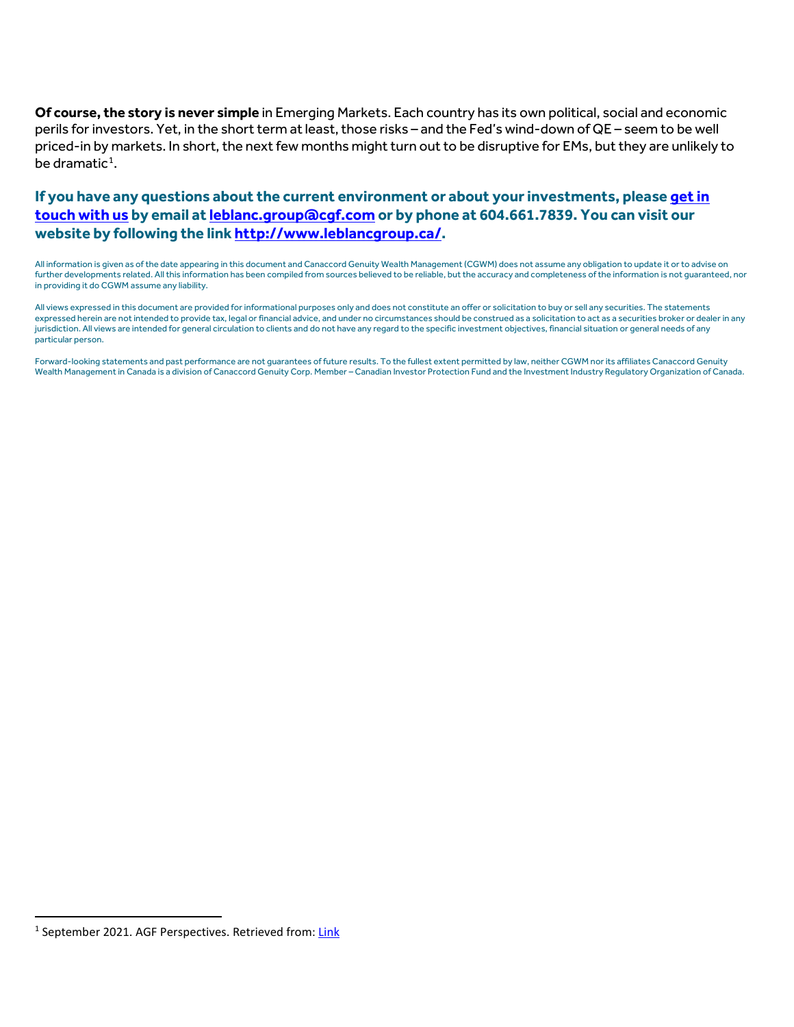**Of course, the story is never simple** in Emerging Markets. Each country has its own political, social and economic perils for investors. Yet, in the short term at least, those risks – and the Fed's wind-down of QE – seem to be well priced-in by markets. In short, the next few months might turn out to be disruptive for EMs, but they are unlikely to be dramatic[1].

**If you have any questions about the current environment or about your investments, please get in touch with us by email at leblanc.group@cgf.com or by phone at 604.661.7839. You can visit our website by following the link http://www.leblancgroup.ca/.**

All information is given as of the date appearing in this document and Canaccord Genuity Wealth Management (CGWM) does not assume any obligation to update it or to advise on further developments related. All this information has been compiled from sources believed to be reliable, but the accuracy and completeness of the information is not guaranteed, nor in providing it do CGWM assume any liability.

All views expressed in this document are provided for informational purposes only and does not constitute an offer or solicitation to buy or sell any securities. The statements expressed herein are not intended to provide tax, legal or financial advice, and under no circumstances should be construed as a solicitation to act as a securities broker or dealer in any jurisdiction. All views are intended for general circulation to clients and do not have any regard to the specific investment objectives, financial situation or general needs of any particular person.

Forward-looking statements and past performance are not guarantees of future results. To the fullest extent permitted by law, neither CGWM nor its affiliates Canaccord Genuity Wealth Management in Canada is a division of Canaccord Genuity Corp. Member – Canadian Investor Protection Fund and the Investment Industry Regulatory Organization of Canada.

[1] September 2021. AGF Perspectives. Retrieved from: Link